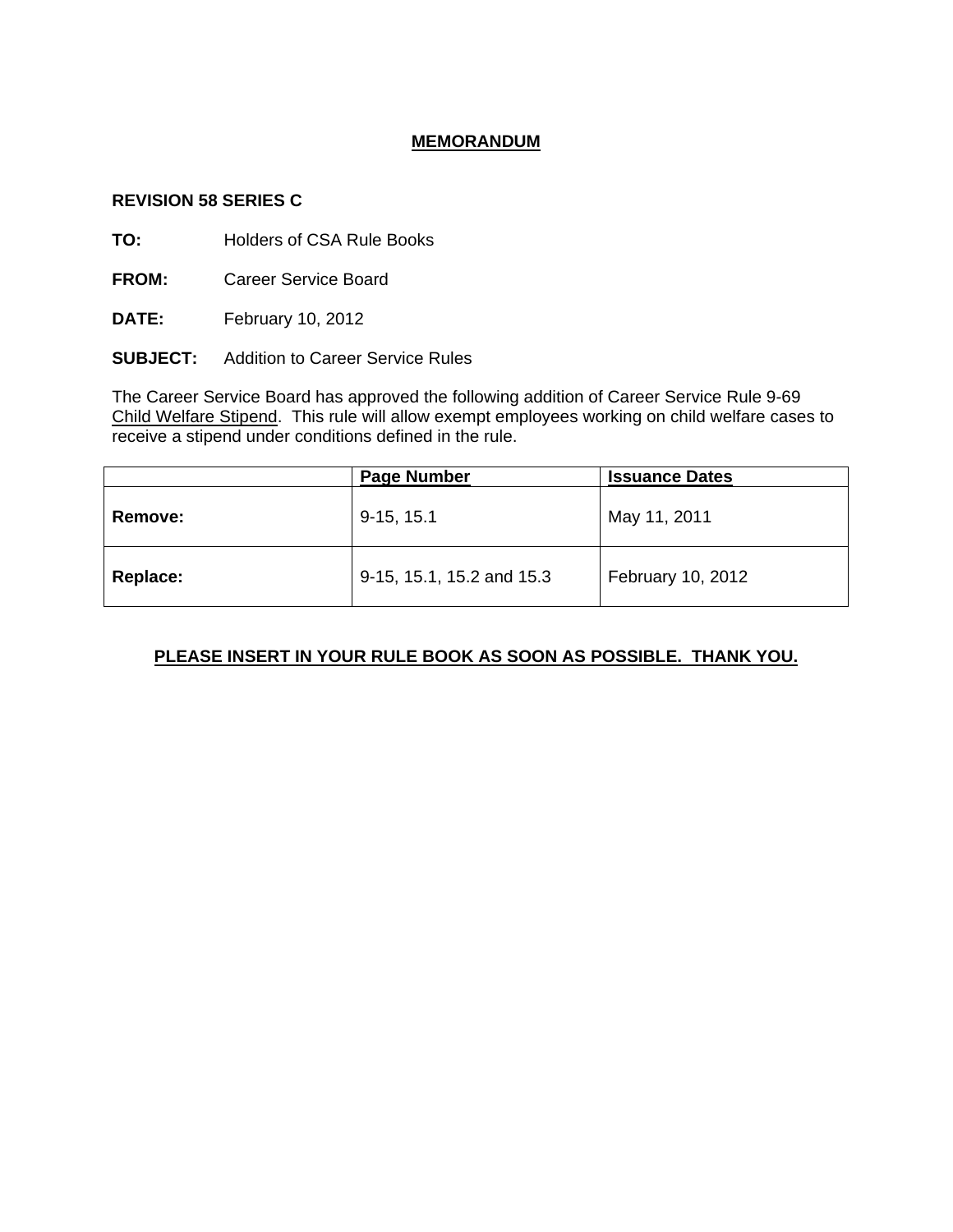# MEMORANDUM

**REVISION 58 SERIES C**

**TO:** Holders of CSA Rule Books

**FROM:** Career Service Board

**DATE:** February 10, 2012

**SUBJECT:** Addition to Career Service Rules

The Career Service Board has approved the following addition of Career Service Rule 9-69 Child Welfare Stipend. This rule will allow exempt employees working on child welfare cases to receive a stipend under conditions defined in the rule.

| | Page Number | Issuance Dates |
|---|---|---|
| **Remove:** | 9-15, 15.1 | May 11, 2011 |
| **Replace:** | 9-15, 15.1, 15.2 and 15.3 | February 10, 2012 |

**PLEASE INSERT IN YOUR RULE BOOK AS SOON AS POSSIBLE. THANK YOU.**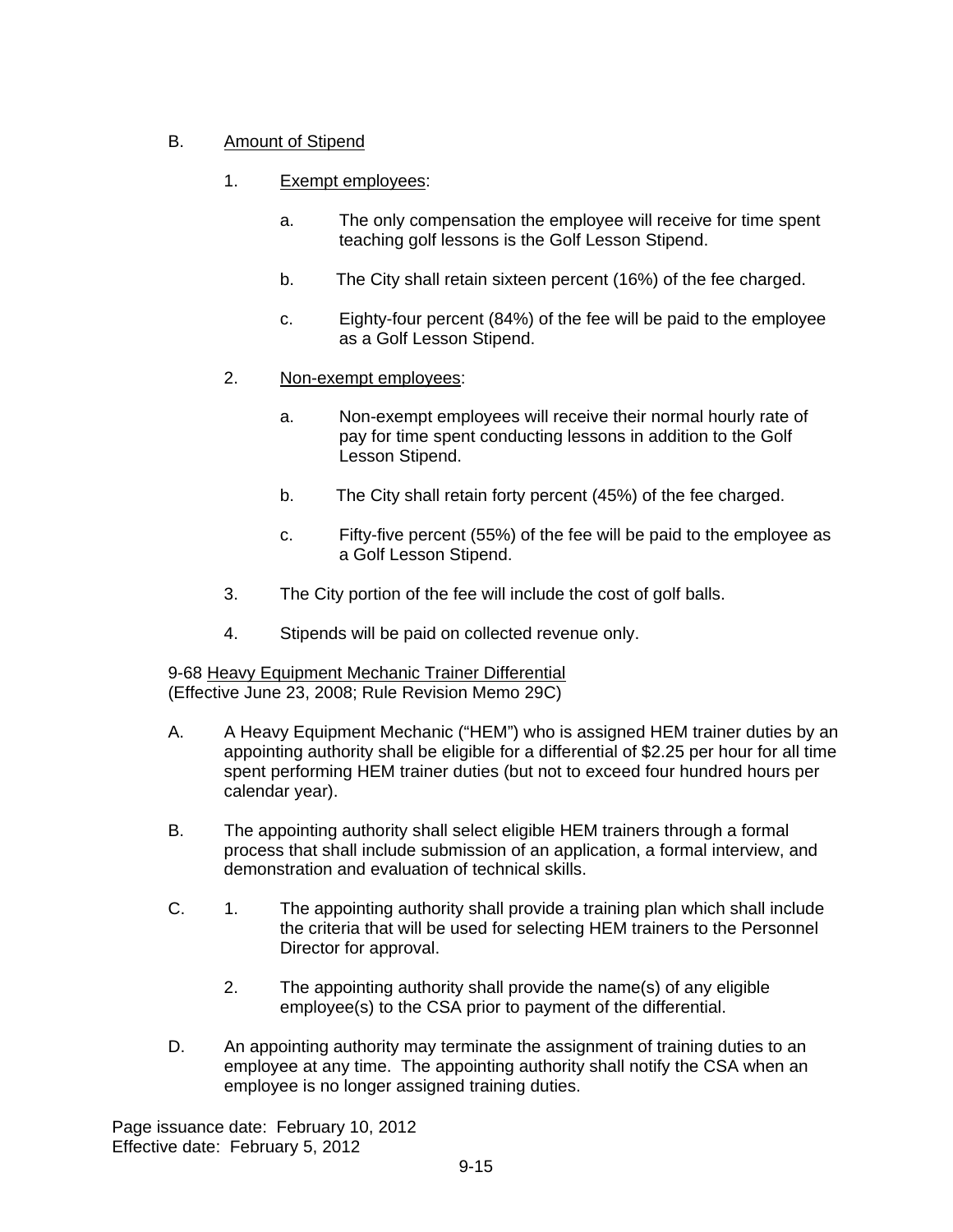B. Amount of Stipend

1. Exempt employees:

   a. The only compensation the employee will receive for time spent teaching golf lessons is the Golf Lesson Stipend.

   b. The City shall retain sixteen percent (16%) of the fee charged.

   c. Eighty-four percent (84%) of the fee will be paid to the employee as a Golf Lesson Stipend.

2. Non-exempt employees:

   a. Non-exempt employees will receive their normal hourly rate of pay for time spent conducting lessons in addition to the Golf Lesson Stipend.

   b. The City shall retain forty percent (45%) of the fee charged.

   c. Fifty-five percent (55%) of the fee will be paid to the employee as a Golf Lesson Stipend.

3. The City portion of the fee will include the cost of golf balls.

4. Stipends will be paid on collected revenue only.

9-68 Heavy Equipment Mechanic Trainer Differential
(Effective June 23, 2008; Rule Revision Memo 29C)

A. A Heavy Equipment Mechanic ("HEM") who is assigned HEM trainer duties by an appointing authority shall be eligible for a differential of $2.25 per hour for all time spent performing HEM trainer duties (but not to exceed four hundred hours per calendar year).

B. The appointing authority shall select eligible HEM trainers through a formal process that shall include submission of an application, a formal interview, and demonstration and evaluation of technical skills.

C. 1. The appointing authority shall provide a training plan which shall include the criteria that will be used for selecting HEM trainers to the Personnel Director for approval.

   2. The appointing authority shall provide the name(s) of any eligible employee(s) to the CSA prior to payment of the differential.

D. An appointing authority may terminate the assignment of training duties to an employee at any time. The appointing authority shall notify the CSA when an employee is no longer assigned training duties.

Page issuance date: February 10, 2012
Effective date: February 5, 2012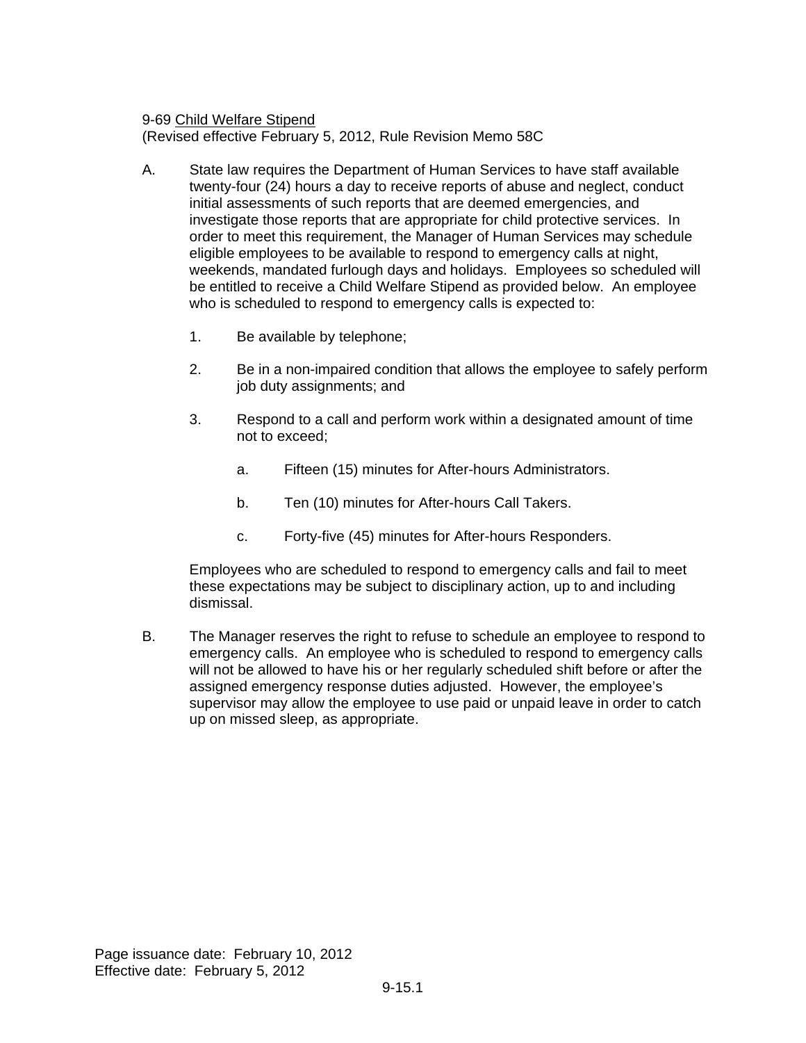9-69 <u>Child Welfare Stipend</u>
(Revised effective February 5, 2012, Rule Revision Memo 58C

A. State law requires the Department of Human Services to have staff available twenty-four (24) hours a day to receive reports of abuse and neglect, conduct initial assessments of such reports that are deemed emergencies, and investigate those reports that are appropriate for child protective services. In order to meet this requirement, the Manager of Human Services may schedule eligible employees to be available to respond to emergency calls at night, weekends, mandated furlough days and holidays. Employees so scheduled will be entitled to receive a Child Welfare Stipend as provided below. An employee who is scheduled to respond to emergency calls is expected to:

   1. Be available by telephone;

   2. Be in a non-impaired condition that allows the employee to safely perform job duty assignments; and

   3. Respond to a call and perform work within a designated amount of time not to exceed;

      a. Fifteen (15) minutes for After-hours Administrators.

      b. Ten (10) minutes for After-hours Call Takers.

      c. Forty-five (45) minutes for After-hours Responders.

   Employees who are scheduled to respond to emergency calls and fail to meet these expectations may be subject to disciplinary action, up to and including dismissal.

B. The Manager reserves the right to refuse to schedule an employee to respond to emergency calls. An employee who is scheduled to respond to emergency calls will not be allowed to have his or her regularly scheduled shift before or after the assigned emergency response duties adjusted. However, the employee's supervisor may allow the employee to use paid or unpaid leave in order to catch up on missed sleep, as appropriate.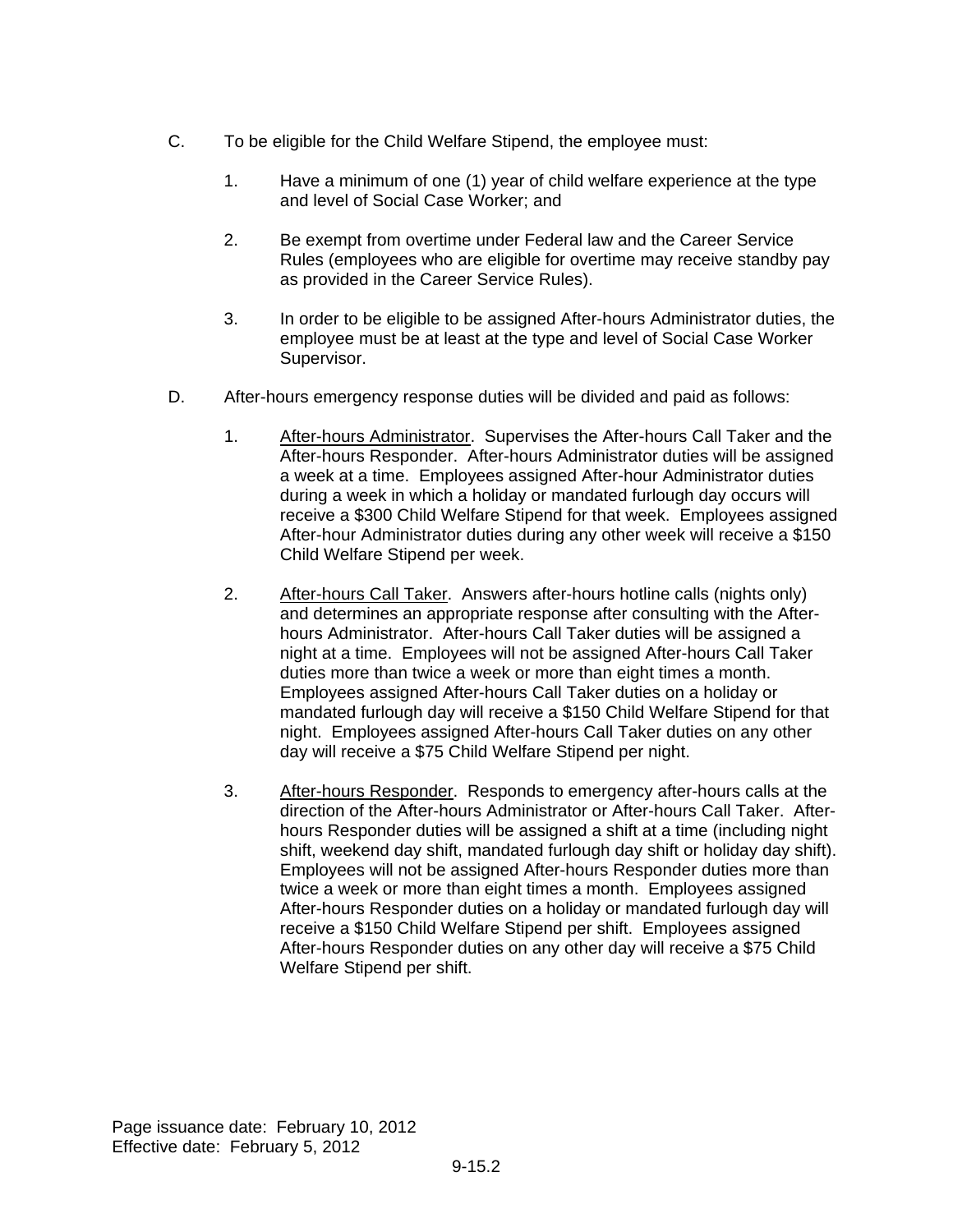C. To be eligible for the Child Welfare Stipend, the employee must:

   1. Have a minimum of one (1) year of child welfare experience at the type and level of Social Case Worker; and

   2. Be exempt from overtime under Federal law and the Career Service Rules (employees who are eligible for overtime may receive standby pay as provided in the Career Service Rules).

   3. In order to be eligible to be assigned After-hours Administrator duties, the employee must be at least at the type and level of Social Case Worker Supervisor.

D. After-hours emergency response duties will be divided and paid as follows:

   1. <u>After-hours Administrator</u>. Supervises the After-hours Call Taker and the After-hours Responder. After-hours Administrator duties will be assigned a week at a time. Employees assigned After-hour Administrator duties during a week in which a holiday or mandated furlough day occurs will receive a $300 Child Welfare Stipend for that week. Employees assigned After-hour Administrator duties during any other week will receive a $150 Child Welfare Stipend per week.

   2. <u>After-hours Call Taker</u>. Answers after-hours hotline calls (nights only) and determines an appropriate response after consulting with the After-hours Administrator. After-hours Call Taker duties will be assigned a night at a time. Employees will not be assigned After-hours Call Taker duties more than twice a week or more than eight times a month. Employees assigned After-hours Call Taker duties on a holiday or mandated furlough day will receive a $150 Child Welfare Stipend for that night. Employees assigned After-hours Call Taker duties on any other day will receive a $75 Child Welfare Stipend per night.

   3. <u>After-hours Responder</u>. Responds to emergency after-hours calls at the direction of the After-hours Administrator or After-hours Call Taker. After-hours Responder duties will be assigned a shift at a time (including night shift, weekend day shift, mandated furlough day shift or holiday day shift). Employees will not be assigned After-hours Responder duties more than twice a week or more than eight times a month. Employees assigned After-hours Responder duties on a holiday or mandated furlough day will receive a $150 Child Welfare Stipend per shift. Employees assigned After-hours Responder duties on any other day will receive a $75 Child Welfare Stipend per shift.

Page issuance date: February 10, 2012
Effective date: February 5, 2012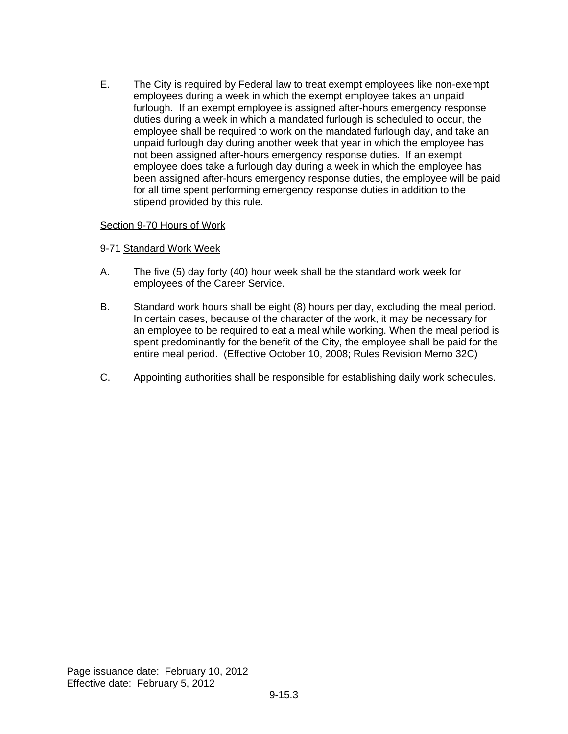E. The City is required by Federal law to treat exempt employees like non-exempt employees during a week in which the exempt employee takes an unpaid furlough. If an exempt employee is assigned after-hours emergency response duties during a week in which a mandated furlough is scheduled to occur, the employee shall be required to work on the mandated furlough day, and take an unpaid furlough day during another week that year in which the employee has not been assigned after-hours emergency response duties. If an exempt employee does take a furlough day during a week in which the employee has been assigned after-hours emergency response duties, the employee will be paid for all time spent performing emergency response duties in addition to the stipend provided by this rule.

## Section 9-70 Hours of Work

### 9-71 Standard Work Week

A. The five (5) day forty (40) hour week shall be the standard work week for employees of the Career Service.

B. Standard work hours shall be eight (8) hours per day, excluding the meal period. In certain cases, because of the character of the work, it may be necessary for an employee to be required to eat a meal while working. When the meal period is spent predominantly for the benefit of the City, the employee shall be paid for the entire meal period. (Effective October 10, 2008; Rules Revision Memo 32C)

C. Appointing authorities shall be responsible for establishing daily work schedules.

Page issuance date: February 10, 2012
Effective date: February 5, 2012